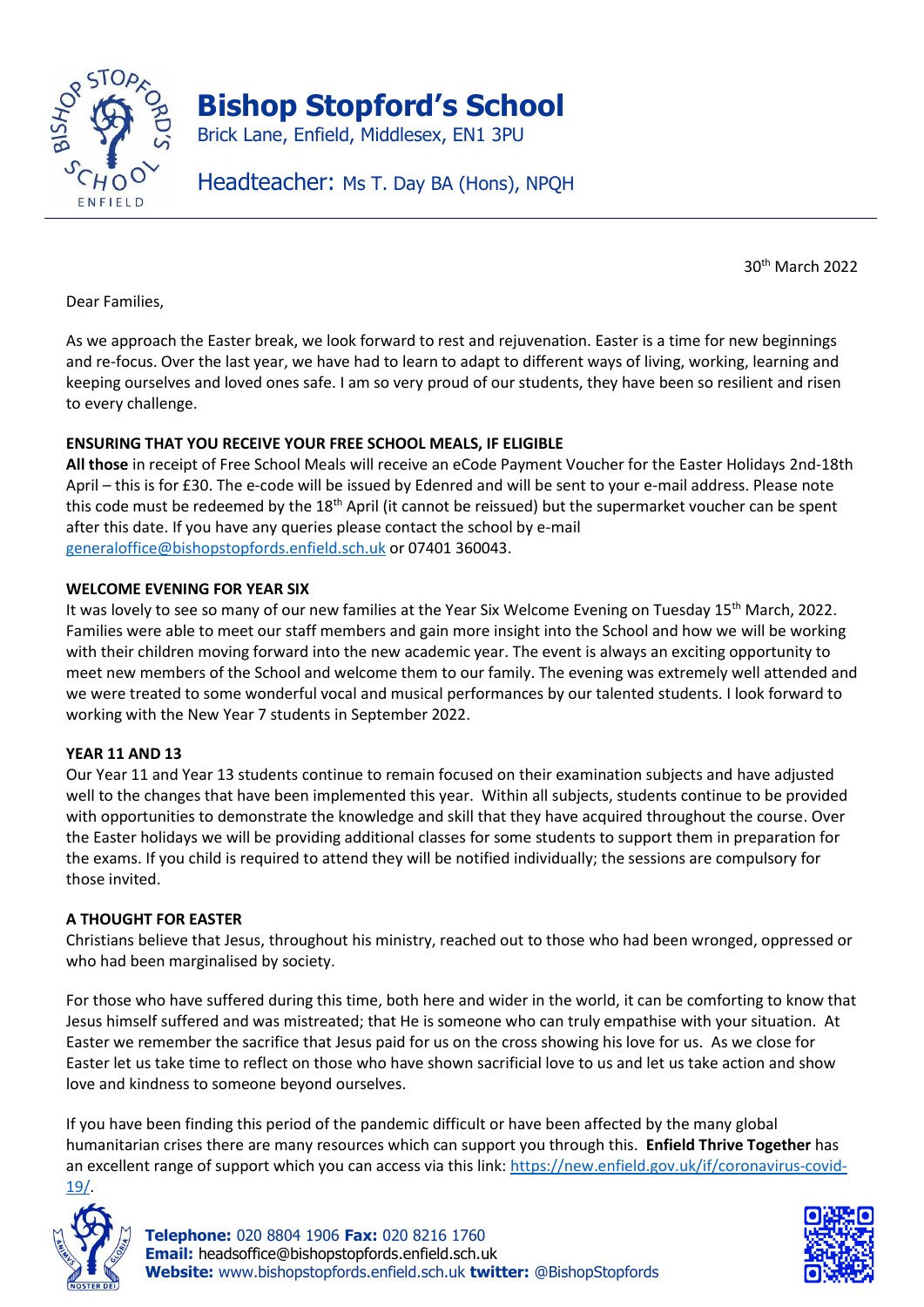# Bishop Stopford's School

Brick Lane, Enfield, Middlesex, EN1 3PU

Headteacher: Ms T. Day BA (Hons), NPQH

30th March 2022

Dear Families,

As we approach the Easter break, we look forward to rest and rejuvenation. Easter is a time for new beginnings and re-focus. Over the last year, we have had to learn to adapt to different ways of living, working, learning and keeping ourselves and loved ones safe. I am so very proud of our students, they have been so resilient and risen to every challenge.

**ENSURING THAT YOU RECEIVE YOUR FREE SCHOOL MEALS, IF ELIGIBLE**

**All those** in receipt of Free School Meals will receive an eCode Payment Voucher for the Easter Holidays 2nd-18th April – this is for £30. The e-code will be issued by Edenred and will be sent to your e-mail address. Please note this code must be redeemed by the 18th April (it cannot be reissued) but the supermarket voucher can be spent after this date. If you have any queries please contact the school by e-mail generaloffice@bishopstopfords.enfield.sch.uk or 07401 360043.

**WELCOME EVENING FOR YEAR SIX**

It was lovely to see so many of our new families at the Year Six Welcome Evening on Tuesday 15th March, 2022. Families were able to meet our staff members and gain more insight into the School and how we will be working with their children moving forward into the new academic year. The event is always an exciting opportunity to meet new members of the School and welcome them to our family. The evening was extremely well attended and we were treated to some wonderful vocal and musical performances by our talented students. I look forward to working with the New Year 7 students in September 2022.

**YEAR 11 AND 13**

Our Year 11 and Year 13 students continue to remain focused on their examination subjects and have adjusted well to the changes that have been implemented this year. Within all subjects, students continue to be provided with opportunities to demonstrate the knowledge and skill that they have acquired throughout the course. Over the Easter holidays we will be providing additional classes for some students to support them in preparation for the exams. If you child is required to attend they will be notified individually; the sessions are compulsory for those invited.

**A THOUGHT FOR EASTER**

Christians believe that Jesus, throughout his ministry, reached out to those who had been wronged, oppressed or who had been marginalised by society.

For those who have suffered during this time, both here and wider in the world, it can be comforting to know that Jesus himself suffered and was mistreated; that He is someone who can truly empathise with your situation. At Easter we remember the sacrifice that Jesus paid for us on the cross showing his love for us. As we close for Easter let us take time to reflect on those who have shown sacrificial love to us and let us take action and show love and kindness to someone beyond ourselves.

If you have been finding this period of the pandemic difficult or have been affected by the many global humanitarian crises there are many resources which can support you through this. **Enfield Thrive Together** has an excellent range of support which you can access via this link: https://new.enfield.gov.uk/if/coronavirus-covid-19/.

**Telephone:** 020 8804 1906 **Fax:** 020 8216 1760
**Email:** headsoffice@bishopstopfords.enfield.sch.uk
**Website:** www.bishopstopfords.enfield.sch.uk **twitter:** @BishopStopfords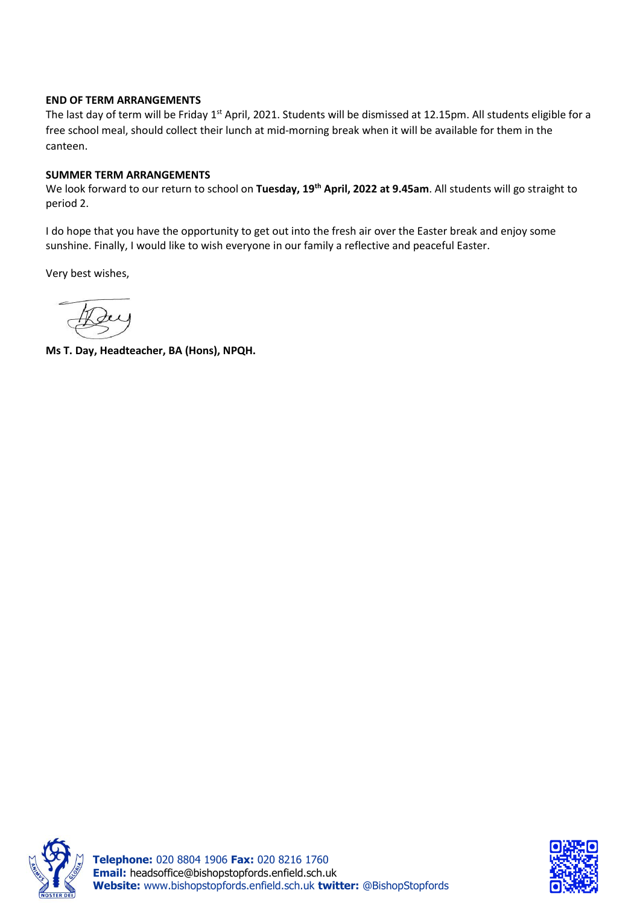**END OF TERM ARRANGEMENTS**

The last day of term will be Friday 1st April, 2021. Students will be dismissed at 12.15pm. All students eligible for a free school meal, should collect their lunch at mid-morning break when it will be available for them in the canteen.

**SUMMER TERM ARRANGEMENTS**

We look forward to our return to school on **Tuesday, 19th April, 2022 at 9.45am**. All students will go straight to period 2.

I do hope that you have the opportunity to get out into the fresh air over the Easter break and enjoy some sunshine. Finally, I would like to wish everyone in our family a reflective and peaceful Easter.

Very best wishes,

**Ms T. Day, Headteacher, BA (Hons), NPQH.**

**Telephone:** 020 8804 1906 **Fax:** 020 8216 1760
**Email:** headsoffice@bishopstopfords.enfield.sch.uk
**Website:** www.bishopstopfords.enfield.sch.uk **twitter:** @BishopStopfords